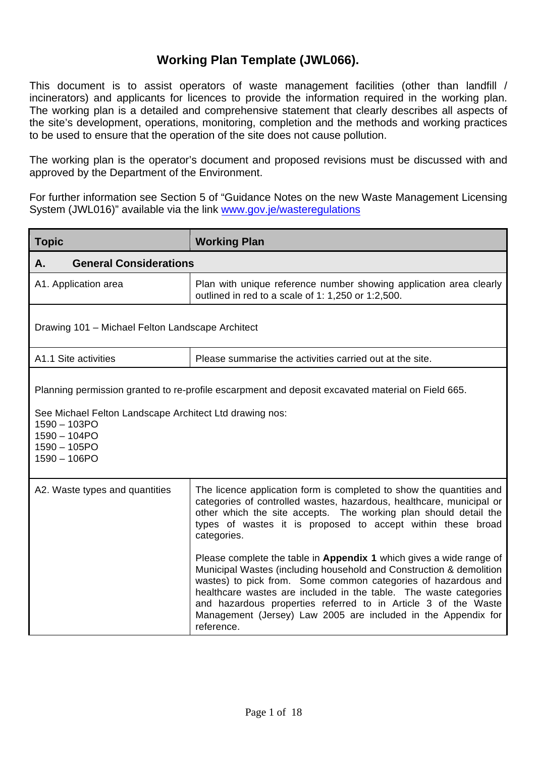# Working Plan Template (JWL066).

This document is to assist operators of waste management facilities (other than landfill / incinerators) and applicants for licences to provide the information required in the working plan. The working plan is a detailed and comprehensive statement that clearly describes all aspects of the site's development, operations, monitoring, completion and the methods and working practices to be used to ensure that the operation of the site does not cause pollution.

The working plan is the operator's document and proposed revisions must be discussed with and approved by the Department of the Environment.

For further information see Section 5 of "Guidance Notes on the new Waste Management Licensing System (JWL016)" available via the link [www.gov.je/wasteregulations](www.gov.je/wasteregulations)

| Topic | Working Plan |
|---|---|
| **A. General Considerations** | |
| A1. Application area | Plan with unique reference number showing application area clearly outlined in red to a scale of 1: 1,250 or 1:2,500. |
| Drawing 101 – Michael Felton Landscape Architect | |
| A1.1 Site activities | Please summarise the activities carried out at the site. |
| Planning permission granted to re-profile escarpment and deposit excavated material on Field 665.<br><br>See Michael Felton Landscape Architect Ltd drawing nos:<br>1590 – 103PO<br>1590 – 104PO<br>1590 – 105PO<br>1590 – 106PO | |
| A2. Waste types and quantities | The licence application form is completed to show the quantities and categories of controlled wastes, hazardous, healthcare, municipal or other which the site accepts. The working plan should detail the types of wastes it is proposed to accept within these broad categories.<br><br>Please complete the table in **Appendix 1** which gives a wide range of Municipal Wastes (including household and Construction & demolition wastes) to pick from. Some common categories of hazardous and healthcare wastes are included in the table. The waste categories and hazardous properties referred to in Article 3 of the Waste Management (Jersey) Law 2005 are included in the Appendix for reference. |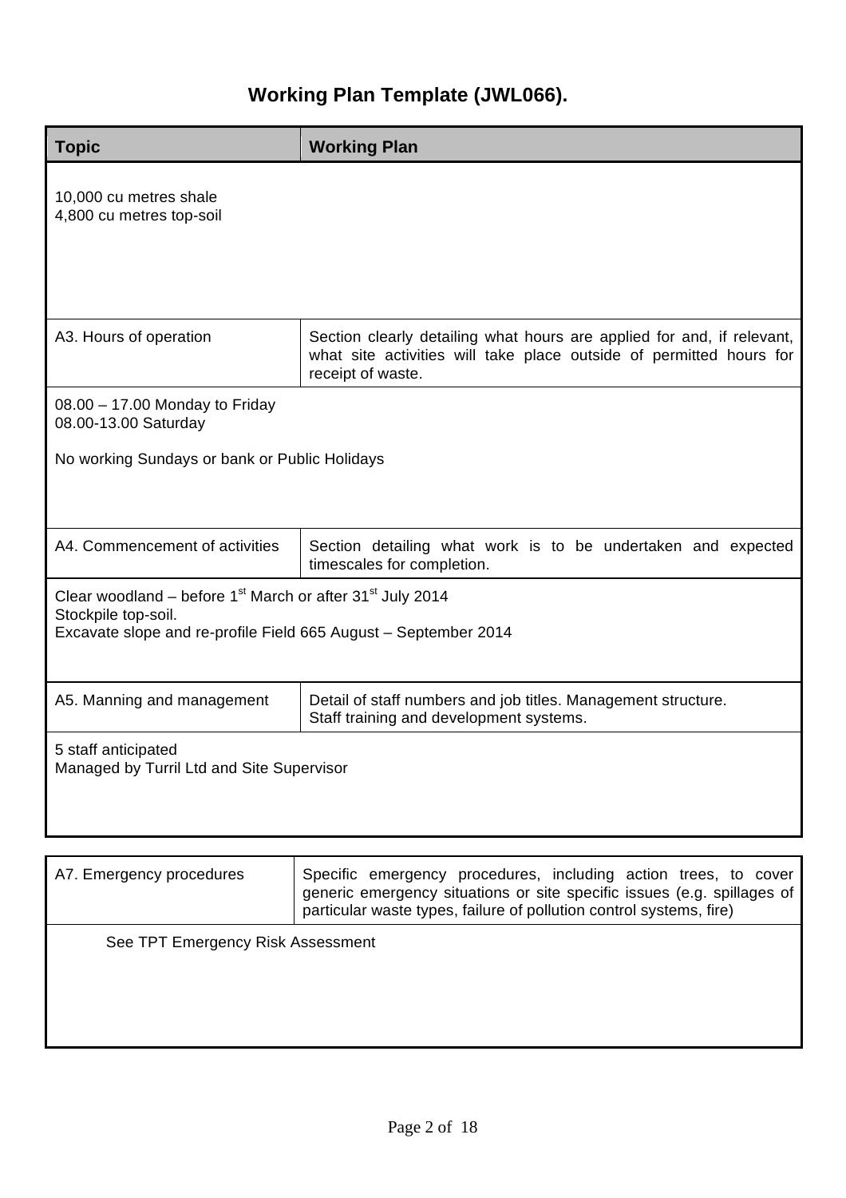# Working Plan Template (JWL066).

| Topic | Working Plan |
|---|---|
| 10,000 cu metres shale<br>4,800 cu metres top-soil | |
| A3. Hours of operation | Section clearly detailing what hours are applied for and, if relevant, what site activities will take place outside of permitted hours for receipt of waste. |
| 08.00 – 17.00 Monday to Friday<br>08.00-13.00 Saturday<br><br>No working Sundays or bank or Public Holidays | |
| A4. Commencement of activities | Section detailing what work is to be undertaken and expected timescales for completion. |
| Clear woodland – before 1st March or after 31st July 2014<br>Stockpile top-soil.<br>Excavate slope and re-profile Field 665 August – September 2014 | |
| A5. Manning and management | Detail of staff numbers and job titles. Management structure.<br>Staff training and development systems. |
| 5 staff anticipated<br>Managed by Turril Ltd and Site Supervisor | |

| A7. Emergency procedures | Specific emergency procedures, including action trees, to cover generic emergency situations or site specific issues (e.g. spillages of particular waste types, failure of pollution control systems, fire) |
|---|---|
| See TPT Emergency Risk Assessment | |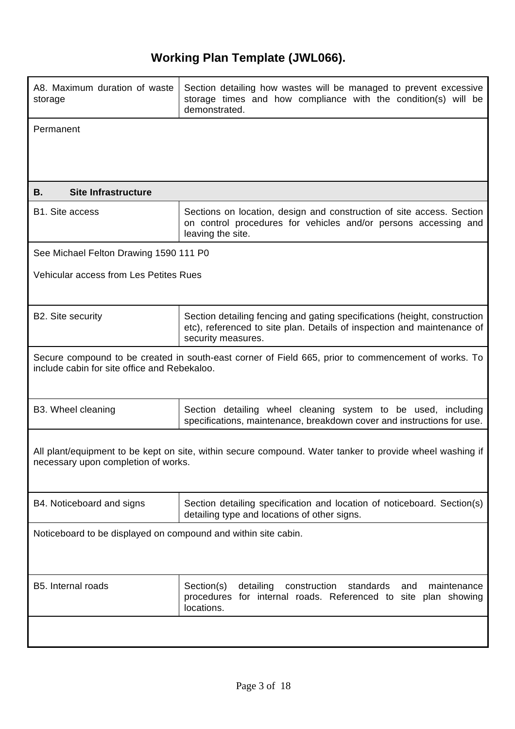# Working Plan Template (JWL066).

| A8. Maximum duration of waste storage | Section detailing how wastes will be managed to prevent excessive storage times and how compliance with the condition(s) will be demonstrated. |
|---|---|
| Permanent | |
| **B. Site Infrastructure** | |
| B1. Site access | Sections on location, design and construction of site access. Section on control procedures for vehicles and/or persons accessing and leaving the site. |
| See Michael Felton Drawing 1590 111 P0<br><br>Vehicular access from Les Petites Rues | |
| B2. Site security | Section detailing fencing and gating specifications (height, construction etc), referenced to site plan. Details of inspection and maintenance of security measures. |
| Secure compound to be created in south-east corner of Field 665, prior to commencement of works. To include cabin for site office and Rebekaloo. | |
| B3. Wheel cleaning | Section detailing wheel cleaning system to be used, including specifications, maintenance, breakdown cover and instructions for use. |
| All plant/equipment to be kept on site, within secure compound. Water tanker to provide wheel washing if necessary upon completion of works. | |
| B4. Noticeboard and signs | Section detailing specification and location of noticeboard. Section(s) detailing type and locations of other signs. |
| Noticeboard to be displayed on compound and within site cabin. | |
| B5. Internal roads | Section(s) detailing construction standards and maintenance procedures for internal roads. Referenced to site plan showing locations. |
| | |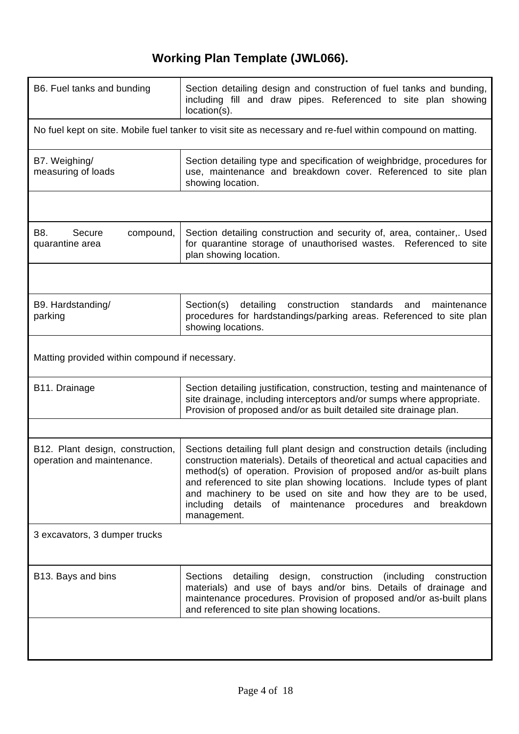# Working Plan Template (JWL066).

| B6. Fuel tanks and bunding | Section detailing design and construction of fuel tanks and bunding, including fill and draw pipes. Referenced to site plan showing location(s). |
|---|---|
| No fuel kept on site. Mobile fuel tanker to visit site as necessary and re-fuel within compound on matting. | |
| B7. Weighing/ measuring of loads | Section detailing type and specification of weighbridge, procedures for use, maintenance and breakdown cover. Referenced to site plan showing location. |
| | |
| B8. Secure compound, quarantine area | Section detailing construction and security of, area, container,. Used for quarantine storage of unauthorised wastes. Referenced to site plan showing location. |
| | |
| B9. Hardstanding/ parking | Section(s) detailing construction standards and maintenance procedures for hardstandings/parking areas. Referenced to site plan showing locations. |
| Matting provided within compound if necessary. | |
| B11. Drainage | Section detailing justification, construction, testing and maintenance of site drainage, including interceptors and/or sumps where appropriate. Provision of proposed and/or as built detailed site drainage plan. |
| | |
| B12. Plant design, construction, operation and maintenance. | Sections detailing full plant design and construction details (including construction materials). Details of theoretical and actual capacities and method(s) of operation. Provision of proposed and/or as-built plans and referenced to site plan showing locations. Include types of plant and machinery to be used on site and how they are to be used, including details of maintenance procedures and breakdown management. |
| 3 excavators, 3 dumper trucks | |
| B13. Bays and bins | Sections detailing design, construction (including construction materials) and use of bays and/or bins. Details of drainage and maintenance procedures. Provision of proposed and/or as-built plans and referenced to site plan showing locations. |
| | |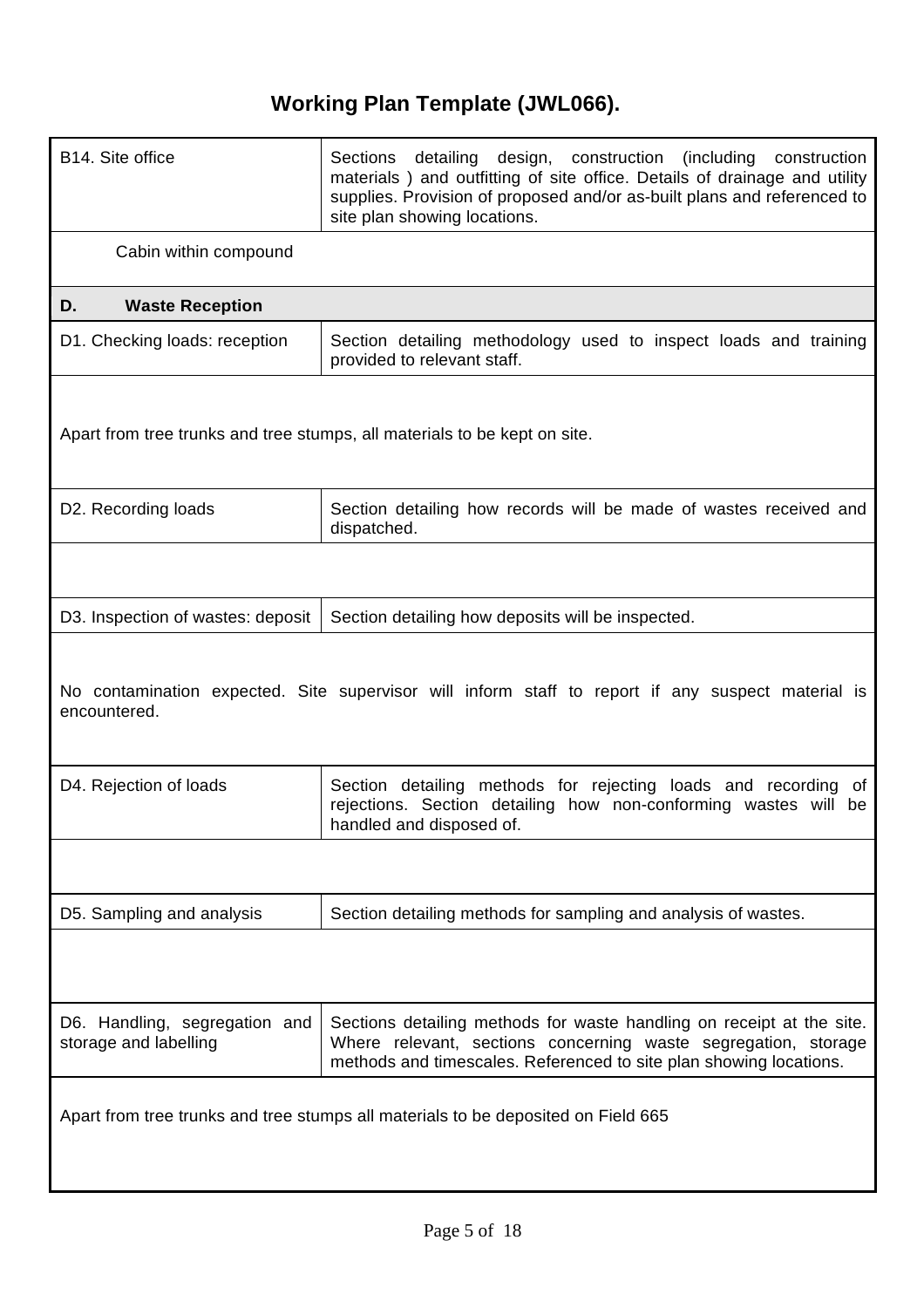# Working Plan Template (JWL066).

| B14. Site office | Sections detailing design, construction (including construction materials ) and outfitting of site office. Details of drainage and utility supplies. Provision of proposed and/or as-built plans and referenced to site plan showing locations. |
|---|---|
| Cabin within compound | |
| **D. Waste Reception** | |
| D1. Checking loads: reception | Section detailing methodology used to inspect loads and training provided to relevant staff. |
| Apart from tree trunks and tree stumps, all materials to be kept on site. | |
| D2. Recording loads | Section detailing how records will be made of wastes received and dispatched. |
| | |
| D3. Inspection of wastes: deposit | Section detailing how deposits will be inspected. |
| No contamination expected. Site supervisor will inform staff to report if any suspect material is encountered. | |
| D4. Rejection of loads | Section detailing methods for rejecting loads and recording of rejections. Section detailing how non-conforming wastes will be handled and disposed of. |
| | |
| D5. Sampling and analysis | Section detailing methods for sampling and analysis of wastes. |
| | |
| D6. Handling, segregation and storage and labelling | Sections detailing methods for waste handling on receipt at the site. Where relevant, sections concerning waste segregation, storage methods and timescales. Referenced to site plan showing locations. |
| Apart from tree trunks and tree stumps all materials to be deposited on Field 665 | |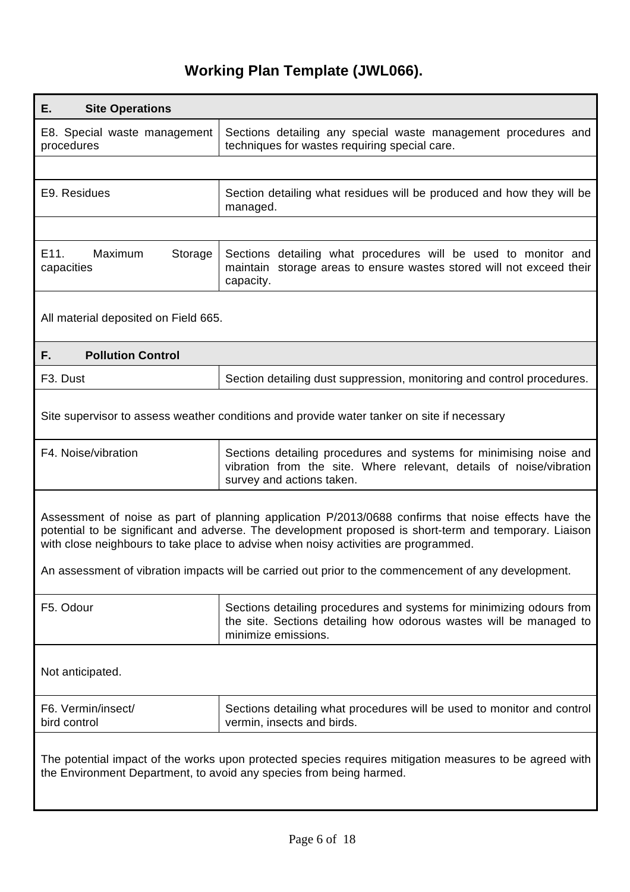# Working Plan Template (JWL066).

| **E. Site Operations** | |
|---|---|
| E8. Special waste management procedures | Sections detailing any special waste management procedures and techniques for wastes requiring special care. |
| | |
| E9. Residues | Section detailing what residues will be produced and how they will be managed. |
| | |
| E11. Maximum Storage capacities | Sections detailing what procedures will be used to monitor and maintain storage areas to ensure wastes stored will not exceed their capacity. |
| All material deposited on Field 665. | |
| **F. Pollution Control** | |
| F3. Dust | Section detailing dust suppression, monitoring and control procedures. |
| Site supervisor to assess weather conditions and provide water tanker on site if necessary | |
| F4. Noise/vibration | Sections detailing procedures and systems for minimising noise and vibration from the site. Where relevant, details of noise/vibration survey and actions taken. |
| Assessment of noise as part of planning application P/2013/0688 confirms that noise effects have the potential to be significant and adverse. The development proposed is short-term and temporary. Liaison with close neighbours to take place to advise when noisy activities are programmed. An assessment of vibration impacts will be carried out prior to the commencement of any development. | |
| F5. Odour | Sections detailing procedures and systems for minimizing odours from the site. Sections detailing how odorous wastes will be managed to minimize emissions. |
| Not anticipated. | |
| F6. Vermin/insect/ bird control | Sections detailing what procedures will be used to monitor and control vermin, insects and birds. |
| The potential impact of the works upon protected species requires mitigation measures to be agreed with the Environment Department, to avoid any species from being harmed. | |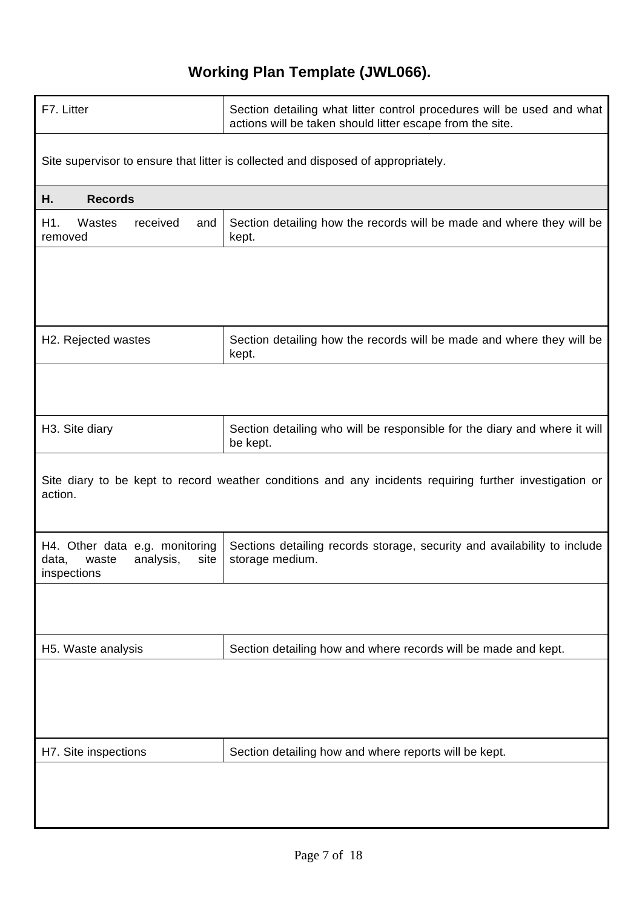# Working Plan Template (JWL066).

| F7. Litter | Section detailing what litter control procedures will be used and what actions will be taken should litter escape from the site. |
|---|---|
| Site supervisor to ensure that litter is collected and disposed of appropriately. | |
| **H. Records** | |
| H1. Wastes received and removed | Section detailing how the records will be made and where they will be kept. |
| | |
| H2. Rejected wastes | Section detailing how the records will be made and where they will be kept. |
| | |
| H3. Site diary | Section detailing who will be responsible for the diary and where it will be kept. |
| Site diary to be kept to record weather conditions and any incidents requiring further investigation or action. | |
| H4. Other data e.g. monitoring data, waste analysis, site inspections | Sections detailing records storage, security and availability to include storage medium. |
| | |
| H5. Waste analysis | Section detailing how and where records will be made and kept. |
| | |
| H7. Site inspections | Section detailing how and where reports will be kept. |
| | |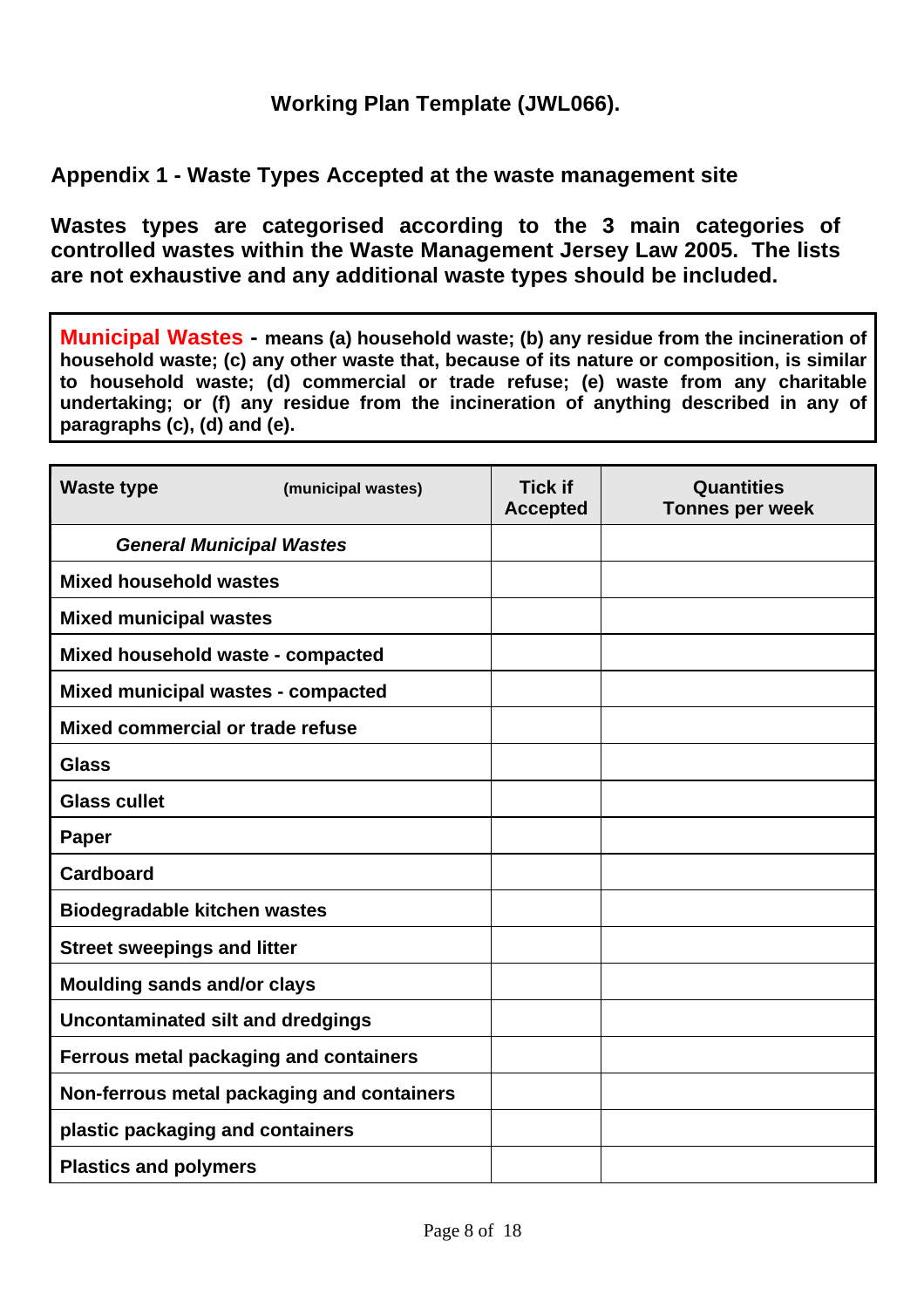## Working Plan Template (JWL066).

### Appendix 1 - Waste Types Accepted at the waste management site

**Wastes types are categorised according to the 3 main categories of controlled wastes within the Waste Management Jersey Law 2005. The lists are not exhaustive and any additional waste types should be included.**

**Municipal Wastes - means (a) household waste; (b) any residue from the incineration of household waste; (c) any other waste that, because of its nature or composition, is similar to household waste; (d) commercial or trade refuse; (e) waste from any charitable undertaking; or (f) any residue from the incineration of anything described in any of paragraphs (c), (d) and (e).**

| **Waste type** (municipal wastes) | **Tick if Accepted** | **Quantities Tonnes per week** |
|---|---|---|
| ***General Municipal Wastes*** | | |
| **Mixed household wastes** | | |
| **Mixed municipal wastes** | | |
| **Mixed household waste - compacted** | | |
| **Mixed municipal wastes - compacted** | | |
| **Mixed commercial or trade refuse** | | |
| **Glass** | | |
| **Glass cullet** | | |
| **Paper** | | |
| **Cardboard** | | |
| **Biodegradable kitchen wastes** | | |
| **Street sweepings and litter** | | |
| **Moulding sands and/or clays** | | |
| **Uncontaminated silt and dredgings** | | |
| **Ferrous metal packaging and containers** | | |
| **Non-ferrous metal packaging and containers** | | |
| **plastic packaging and containers** | | |
| **Plastics and polymers** | | |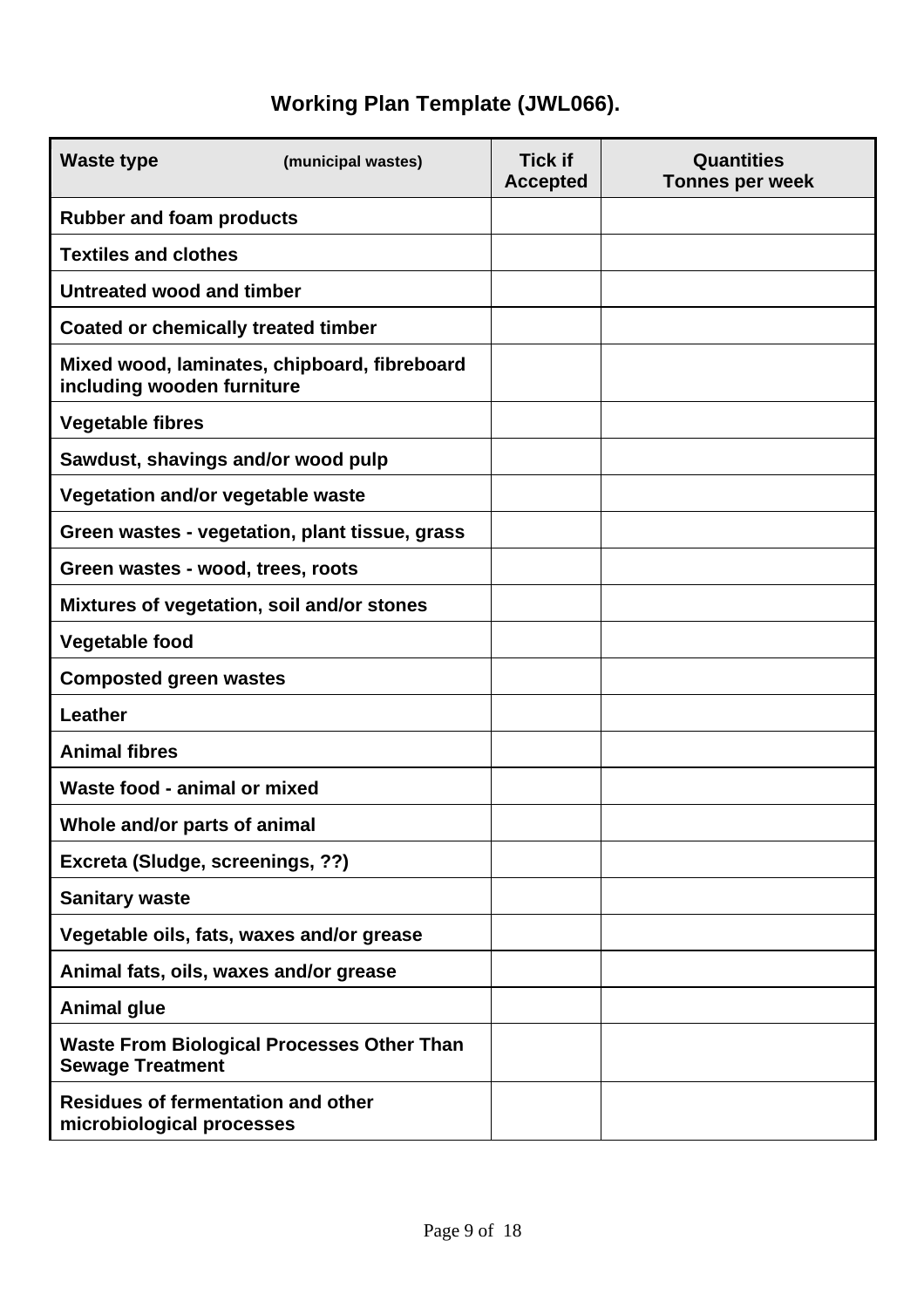# Working Plan Template (JWL066).

| Waste type (municipal wastes) | Tick if Accepted | Quantities Tonnes per week |
|---|---|---|
| Rubber and foam products | | |
| Textiles and clothes | | |
| Untreated wood and timber | | |
| Coated or chemically treated timber | | |
| Mixed wood, laminates, chipboard, fibreboard including wooden furniture | | |
| Vegetable fibres | | |
| Sawdust, shavings and/or wood pulp | | |
| Vegetation and/or vegetable waste | | |
| Green wastes - vegetation, plant tissue, grass | | |
| Green wastes - wood, trees, roots | | |
| Mixtures of vegetation, soil and/or stones | | |
| Vegetable food | | |
| Composted green wastes | | |
| Leather | | |
| Animal fibres | | |
| Waste food - animal or mixed | | |
| Whole and/or parts of animal | | |
| Excreta (Sludge, screenings, ??) | | |
| Sanitary waste | | |
| Vegetable oils, fats, waxes and/or grease | | |
| Animal fats, oils, waxes and/or grease | | |
| Animal glue | | |
| Waste From Biological Processes Other Than Sewage Treatment | | |
| Residues of fermentation and other microbiological processes | | |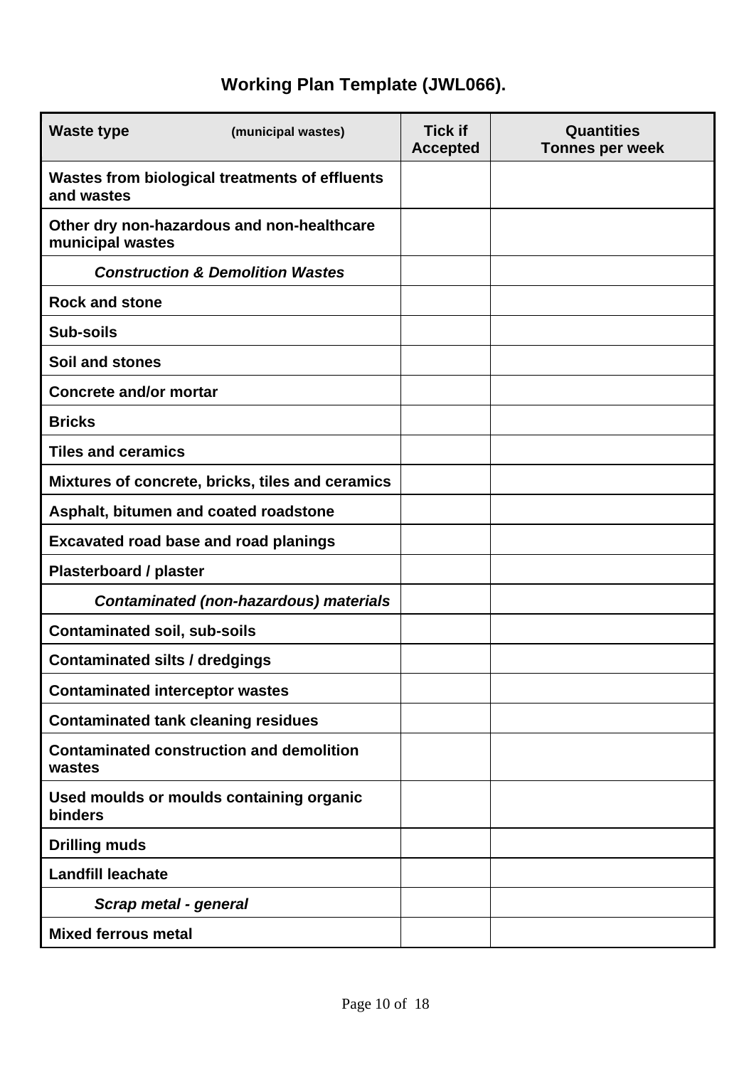## Working Plan Template (JWL066).

| **Waste type** (municipal wastes) | **Tick if Accepted** | **Quantities Tonnes per week** |
|---|---|---|
| **Wastes from biological treatments of effluents and wastes** | | |
| **Other dry non-hazardous and non-healthcare municipal wastes** | | |
| ***Construction & Demolition Wastes*** | | |
| **Rock and stone** | | |
| **Sub-soils** | | |
| **Soil and stones** | | |
| **Concrete and/or mortar** | | |
| **Bricks** | | |
| **Tiles and ceramics** | | |
| **Mixtures of concrete, bricks, tiles and ceramics** | | |
| **Asphalt, bitumen and coated roadstone** | | |
| **Excavated road base and road planings** | | |
| **Plasterboard / plaster** | | |
| ***Contaminated (non-hazardous) materials*** | | |
| **Contaminated soil, sub-soils** | | |
| **Contaminated silts / dredgings** | | |
| **Contaminated interceptor wastes** | | |
| **Contaminated tank cleaning residues** | | |
| **Contaminated construction and demolition wastes** | | |
| **Used moulds or moulds containing organic binders** | | |
| **Drilling muds** | | |
| **Landfill leachate** | | |
| ***Scrap metal - general*** | | |
| **Mixed ferrous metal** | | |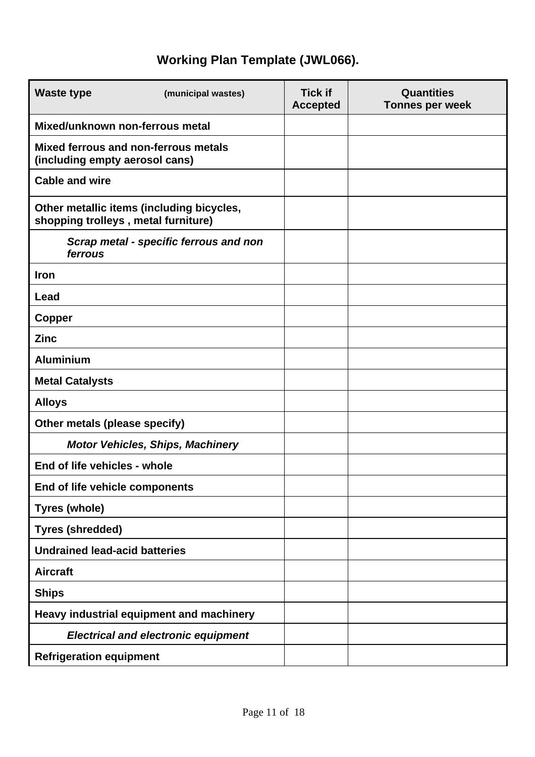## Working Plan Template (JWL066).

| **Waste type** (municipal wastes) | **Tick if Accepted** | **Quantities Tonnes per week** |
|---|---|---|
| **Mixed/unknown non-ferrous metal** | | |
| **Mixed ferrous and non-ferrous metals (including empty aerosol cans)** | | |
| **Cable and wire** | | |
| **Other metallic items (including bicycles, shopping trolleys , metal furniture)** | | |
| ***Scrap metal - specific ferrous and non ferrous*** | | |
| **Iron** | | |
| **Lead** | | |
| **Copper** | | |
| **Zinc** | | |
| **Aluminium** | | |
| **Metal Catalysts** | | |
| **Alloys** | | |
| **Other metals (please specify)** | | |
| ***Motor Vehicles, Ships, Machinery*** | | |
| **End of life vehicles - whole** | | |
| **End of life vehicle components** | | |
| **Tyres (whole)** | | |
| **Tyres (shredded)** | | |
| **Undrained lead-acid batteries** | | |
| **Aircraft** | | |
| **Ships** | | |
| **Heavy industrial equipment and machinery** | | |
| ***Electrical and electronic equipment*** | | |
| **Refrigeration equipment** | | |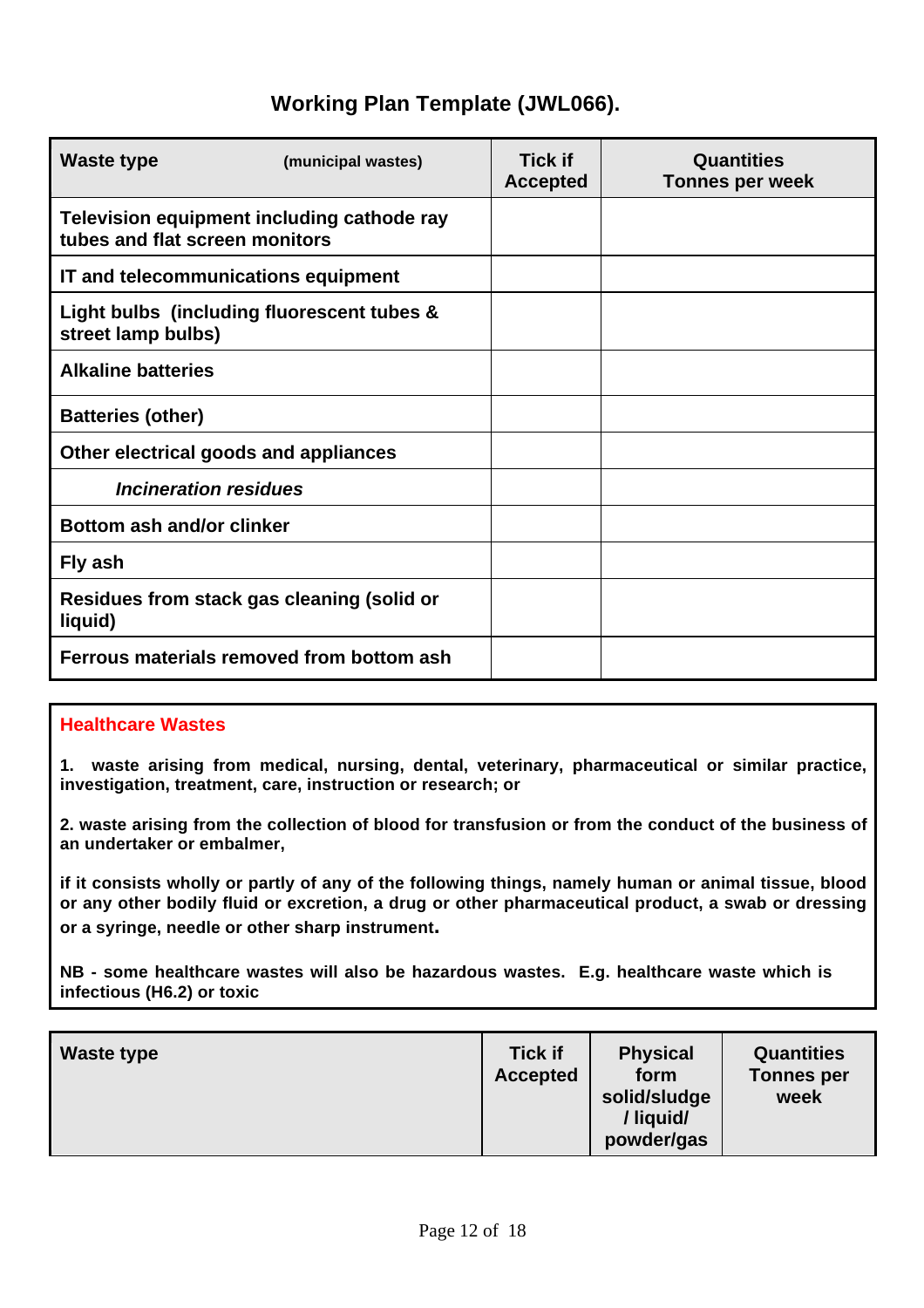## Working Plan Template (JWL066).

| **Waste type** (municipal wastes) | **Tick if Accepted** | **Quantities Tonnes per week** |
|---|---|---|
| **Television equipment including cathode ray tubes and flat screen monitors** | | |
| **IT and telecommunications equipment** | | |
| **Light bulbs (including fluorescent tubes & street lamp bulbs)** | | |
| **Alkaline batteries** | | |
| **Batteries (other)** | | |
| **Other electrical goods and appliances** | | |
| ***Incineration residues*** | | |
| **Bottom ash and/or clinker** | | |
| **Fly ash** | | |
| **Residues from stack gas cleaning (solid or liquid)** | | |
| **Ferrous materials removed from bottom ash** | | |

**Healthcare Wastes**

**1. waste arising from medical, nursing, dental, veterinary, pharmaceutical or similar practice, investigation, treatment, care, instruction or research; or**

**2. waste arising from the collection of blood for transfusion or from the conduct of the business of an undertaker or embalmer,**

**if it consists wholly or partly of any of the following things, namely human or animal tissue, blood or any other bodily fluid or excretion, a drug or other pharmaceutical product, a swab or dressing or a syringe, needle or other sharp instrument.**

**NB - some healthcare wastes will also be hazardous wastes. E.g. healthcare waste which is infectious (H6.2) or toxic**

| **Waste type** | **Tick if Accepted** | **Physical form solid/sludge / liquid/ powder/gas** | **Quantities Tonnes per week** |
|---|---|---|---|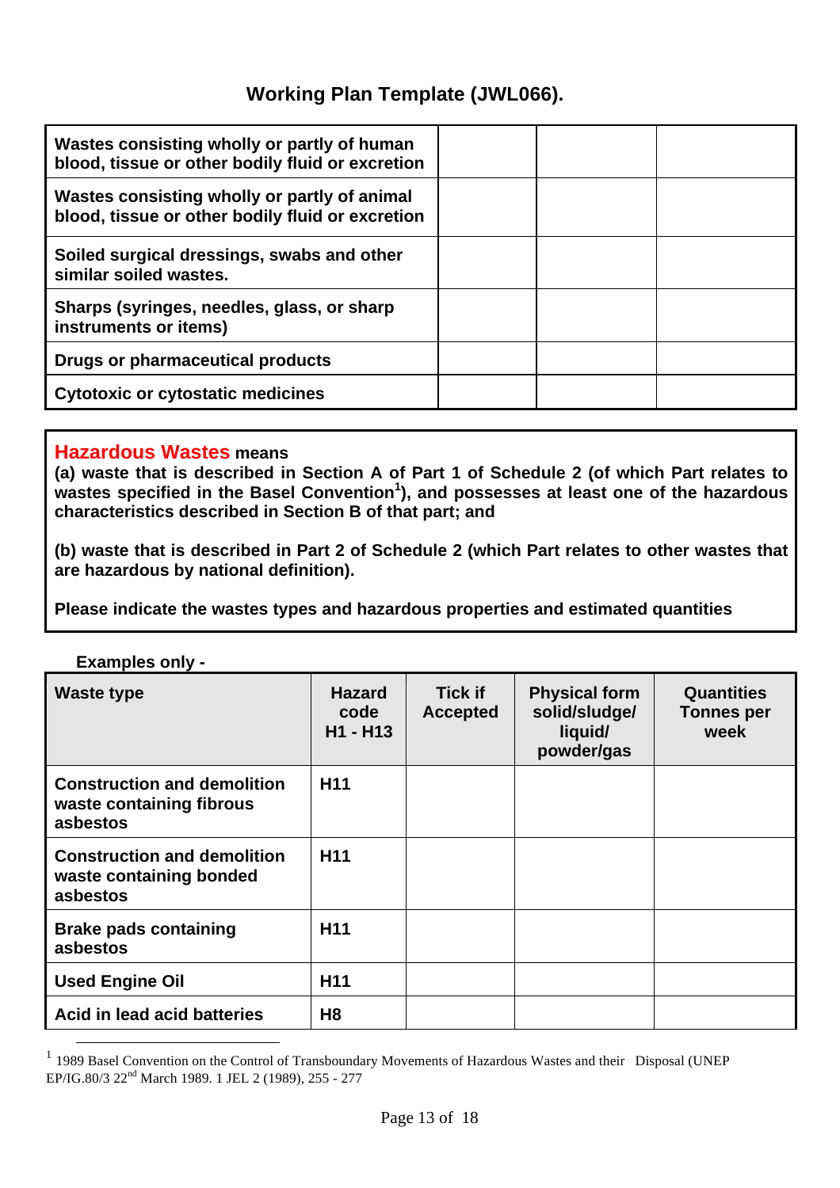## Working Plan Template (JWL066).

| | | | |
|---|---|---|---|
| **Wastes consisting wholly or partly of human blood, tissue or other bodily fluid or excretion** | | | |
| **Wastes consisting wholly or partly of animal blood, tissue or other bodily fluid or excretion** | | | |
| **Soiled surgical dressings, swabs and other similar soiled wastes.** | | | |
| **Sharps (syringes, needles, glass, or sharp instruments or items)** | | | |
| **Drugs or pharmaceutical products** | | | |
| **Cytotoxic or cytostatic medicines** | | | |

**Hazardous Wastes means**

**(a) waste that is described in Section A of Part 1 of Schedule 2 (of which Part relates to wastes specified in the Basel Convention[1]), and possesses at least one of the hazardous characteristics described in Section B of that part; and**

**(b) waste that is described in Part 2 of Schedule 2 (which Part relates to other wastes that are hazardous by national definition).**

**Please indicate the wastes types and hazardous properties and estimated quantities**

**Examples only -**

| Waste type | Hazard code H1 - H13 | Tick if Accepted | Physical form solid/sludge/ liquid/ powder/gas | Quantities Tonnes per week |
|---|---|---|---|---|
| **Construction and demolition waste containing fibrous asbestos** | **H11** | | | |
| **Construction and demolition waste containing bonded asbestos** | **H11** | | | |
| **Brake pads containing asbestos** | **H11** | | | |
| **Used Engine Oil** | **H11** | | | |
| **Acid in lead acid batteries** | **H8** | | | |

[1] 1989 Basel Convention on the Control of Transboundary Movements of Hazardous Wastes and their Disposal (UNEP EP/IG.80/3 22nd March 1989. 1 JEL 2 (1989), 255 - 277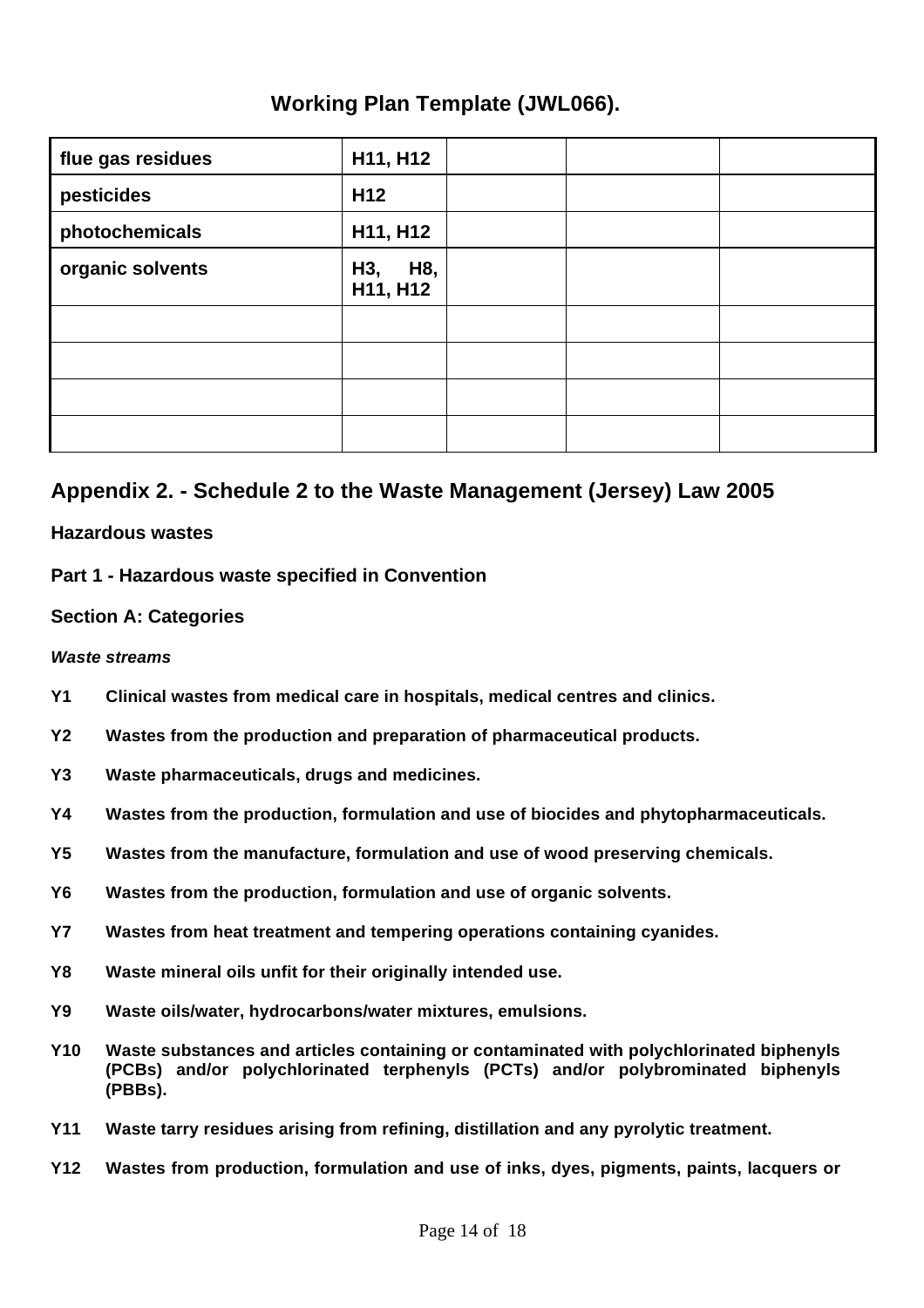## Working Plan Template (JWL066).

| | | | | |
|---|---|---|---|---|
| **flue gas residues** | **H11, H12** | | | |
| **pesticides** | **H12** | | | |
| **photochemicals** | **H11, H12** | | | |
| **organic solvents** | **H3, H8, H11, H12** | | | |
| | | | | |
| | | | | |
| | | | | |
| | | | | |

## Appendix 2. - Schedule 2 to the Waste Management (Jersey) Law 2005

**Hazardous wastes**

**Part 1 - Hazardous waste specified in Convention**

**Section A: Categories**

***Waste streams***

**Y1** **Clinical wastes from medical care in hospitals, medical centres and clinics.**

**Y2** **Wastes from the production and preparation of pharmaceutical products.**

**Y3** **Waste pharmaceuticals, drugs and medicines.**

**Y4** **Wastes from the production, formulation and use of biocides and phytopharmaceuticals.**

**Y5** **Wastes from the manufacture, formulation and use of wood preserving chemicals.**

**Y6** **Wastes from the production, formulation and use of organic solvents.**

**Y7** **Wastes from heat treatment and tempering operations containing cyanides.**

**Y8** **Waste mineral oils unfit for their originally intended use.**

**Y9** **Waste oils/water, hydrocarbons/water mixtures, emulsions.**

**Y10** **Waste substances and articles containing or contaminated with polychlorinated biphenyls (PCBs) and/or polychlorinated terphenyls (PCTs) and/or polybrominated biphenyls (PBBs).**

**Y11** **Waste tarry residues arising from refining, distillation and any pyrolytic treatment.**

**Y12** **Wastes from production, formulation and use of inks, dyes, pigments, paints, lacquers or**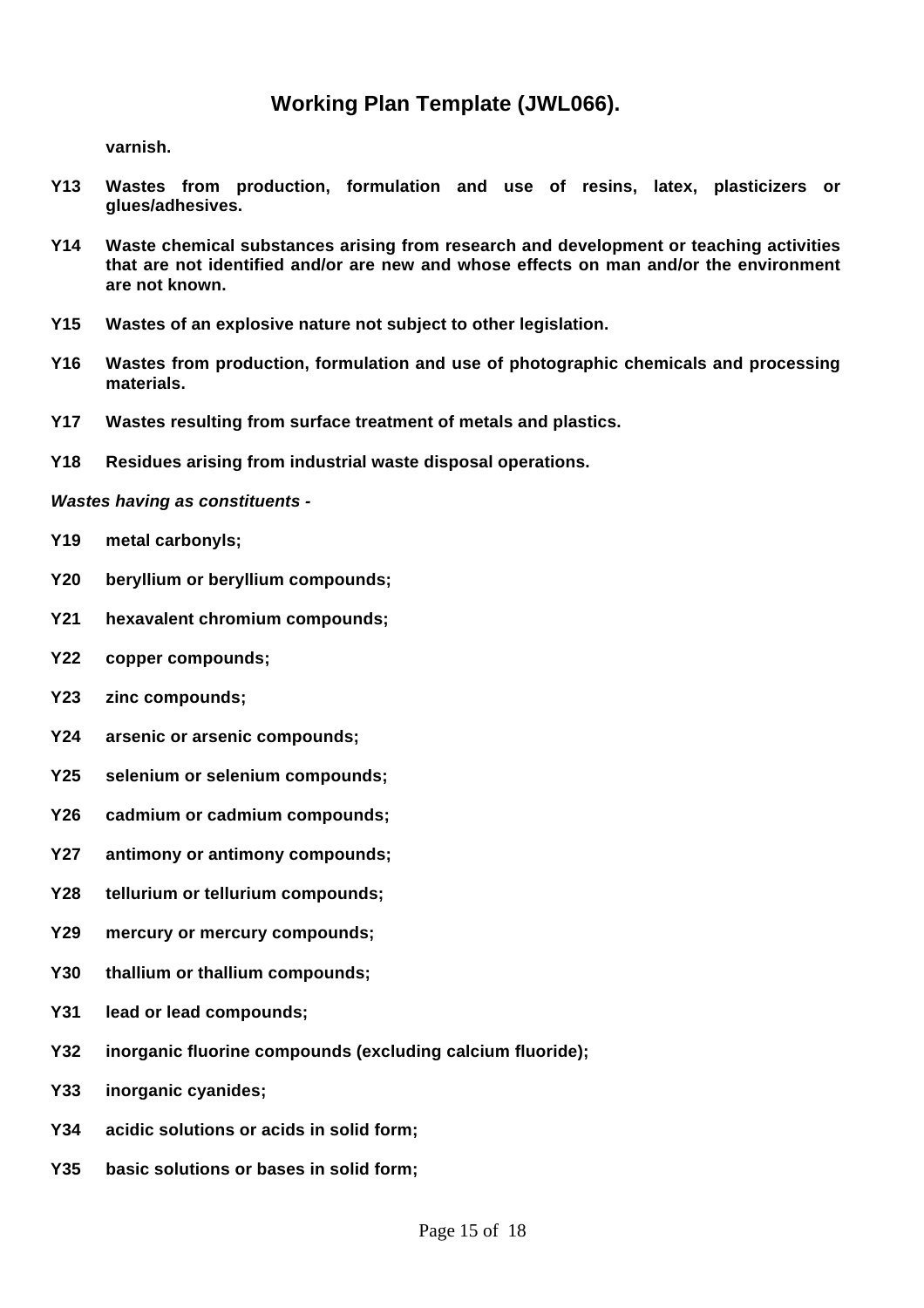**varnish.**

**Y13 Wastes from production, formulation and use of resins, latex, plasticizers or glues/adhesives.**

**Y14 Waste chemical substances arising from research and development or teaching activities that are not identified and/or are new and whose effects on man and/or the environment are not known.**

**Y15 Wastes of an explosive nature not subject to other legislation.**

**Y16 Wastes from production, formulation and use of photographic chemicals and processing materials.**

**Y17 Wastes resulting from surface treatment of metals and plastics.**

**Y18 Residues arising from industrial waste disposal operations.**

***Wastes having as constituents -***

**Y19 metal carbonyls;**

**Y20 beryllium or beryllium compounds;**

**Y21 hexavalent chromium compounds;**

**Y22 copper compounds;**

**Y23 zinc compounds;**

**Y24 arsenic or arsenic compounds;**

**Y25 selenium or selenium compounds;**

**Y26 cadmium or cadmium compounds;**

**Y27 antimony or antimony compounds;**

**Y28 tellurium or tellurium compounds;**

**Y29 mercury or mercury compounds;**

**Y30 thallium or thallium compounds;**

**Y31 lead or lead compounds;**

**Y32 inorganic fluorine compounds (excluding calcium fluoride);**

**Y33 inorganic cyanides;**

**Y34 acidic solutions or acids in solid form;**

**Y35 basic solutions or bases in solid form;**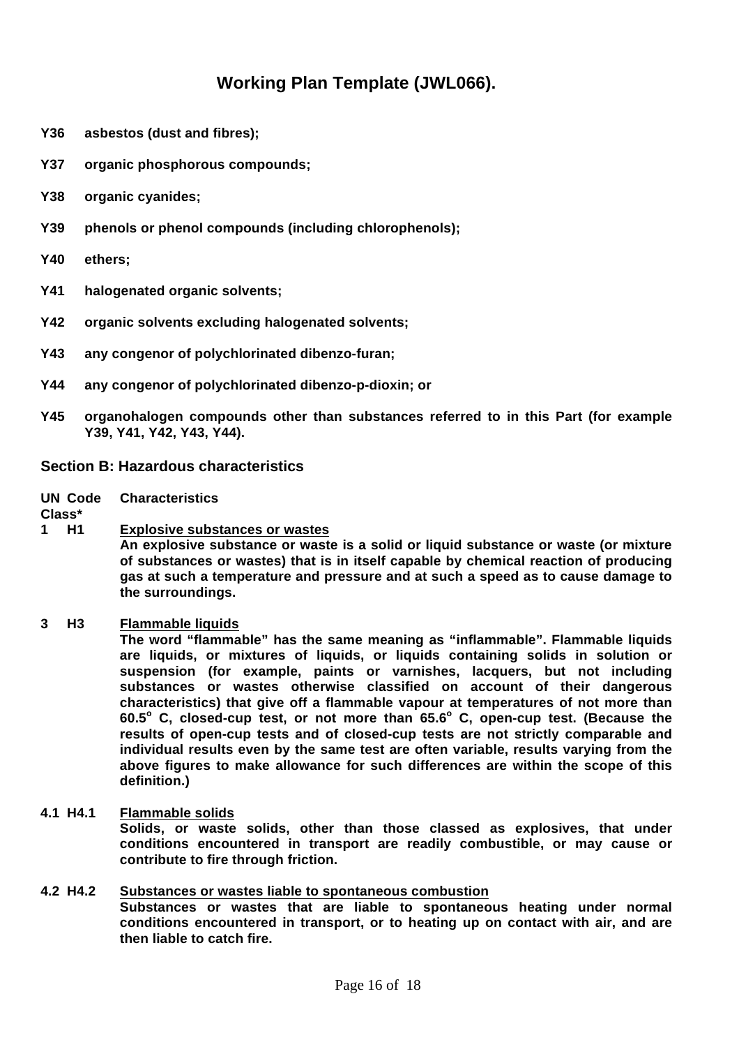# Working Plan Template (JWL066).

**Y36 asbestos (dust and fibres);**

**Y37 organic phosphorous compounds;**

**Y38 organic cyanides;**

**Y39 phenols or phenol compounds (including chlorophenols);**

**Y40 ethers;**

**Y41 halogenated organic solvents;**

**Y42 organic solvents excluding halogenated solvents;**

**Y43 any congenor of polychlorinated dibenzo-furan;**

**Y44 any congenor of polychlorinated dibenzo-p-dioxin; or**

**Y45 organohalogen compounds other than substances referred to in this Part (for example Y39, Y41, Y42, Y43, Y44).**

## Section B: Hazardous characteristics

| UN Class* | Code | Characteristics |
|---|---|---|
| **1** | **H1** | **<u>Explosive substances or wastes</u>** **An explosive substance or waste is a solid or liquid substance or waste (or mixture of substances or wastes) that is in itself capable by chemical reaction of producing gas at such a temperature and pressure and at such a speed as to cause damage to the surroundings.** |
| **3** | **H3** | **<u>Flammable liquids</u>** **The word "flammable" has the same meaning as "inflammable". Flammable liquids are liquids, or mixtures of liquids, or liquids containing solids in solution or suspension (for example, paints or varnishes, lacquers, but not including substances or wastes otherwise classified on account of their dangerous characteristics) that give off a flammable vapour at temperatures of not more than 60.5$^{o}$ C, closed-cup test, or not more than 65.6$^{o}$ C, open-cup test. (Because the results of open-cup tests and of closed-cup tests are not strictly comparable and individual results even by the same test are often variable, results varying from the above figures to make allowance for such differences are within the scope of this definition.)** |
| **4.1** | **H4.1** | **<u>Flammable solids</u>** **Solids, or waste solids, other than those classed as explosives, that under conditions encountered in transport are readily combustible, or may cause or contribute to fire through friction.** |
| **4.2** | **H4.2** | **<u>Substances or wastes liable to spontaneous combustion</u>** **Substances or wastes that are liable to spontaneous heating under normal conditions encountered in transport, or to heating up on contact with air, and are then liable to catch fire.** |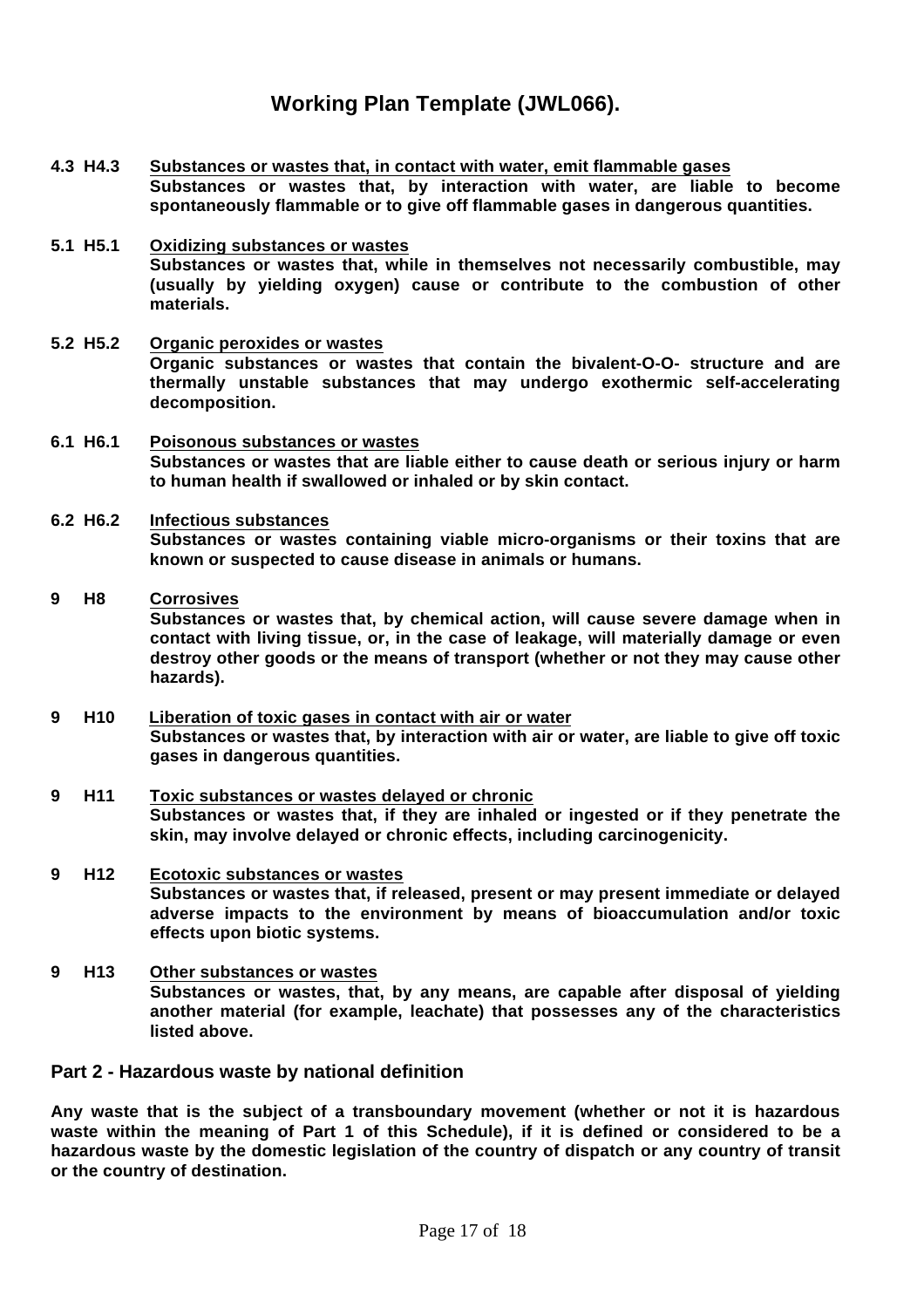**4.3 H4.3 Substances or wastes that, in contact with water, emit flammable gases**

**Substances or wastes that, by interaction with water, are liable to become spontaneously flammable or to give off flammable gases in dangerous quantities.**

**5.1 H5.1 Oxidizing substances or wastes**

**Substances or wastes that, while in themselves not necessarily combustible, may (usually by yielding oxygen) cause or contribute to the combustion of other materials.**

**5.2 H5.2 Organic peroxides or wastes**

**Organic substances or wastes that contain the bivalent-O-O- structure and are thermally unstable substances that may undergo exothermic self-accelerating decomposition.**

**6.1 H6.1 Poisonous substances or wastes**

**Substances or wastes that are liable either to cause death or serious injury or harm to human health if swallowed or inhaled or by skin contact.**

**6.2 H6.2 Infectious substances**

**Substances or wastes containing viable micro-organisms or their toxins that are known or suspected to cause disease in animals or humans.**

**9 H8 Corrosives**

**Substances or wastes that, by chemical action, will cause severe damage when in contact with living tissue, or, in the case of leakage, will materially damage or even destroy other goods or the means of transport (whether or not they may cause other hazards).**

**9 H10 Liberation of toxic gases in contact with air or water**

**Substances or wastes that, by interaction with air or water, are liable to give off toxic gases in dangerous quantities.**

**9 H11 Toxic substances or wastes delayed or chronic**

**Substances or wastes that, if they are inhaled or ingested or if they penetrate the skin, may involve delayed or chronic effects, including carcinogenicity.**

**9 H12 Ecotoxic substances or wastes**

**Substances or wastes that, if released, present or may present immediate or delayed adverse impacts to the environment by means of bioaccumulation and/or toxic effects upon biotic systems.**

**9 H13 Other substances or wastes**

**Substances or wastes, that, by any means, are capable after disposal of yielding another material (for example, leachate) that possesses any of the characteristics listed above.**

## Part 2 - Hazardous waste by national definition

**Any waste that is the subject of a transboundary movement (whether or not it is hazardous waste within the meaning of Part 1 of this Schedule), if it is defined or considered to be a hazardous waste by the domestic legislation of the country of dispatch or any country of transit or the country of destination.**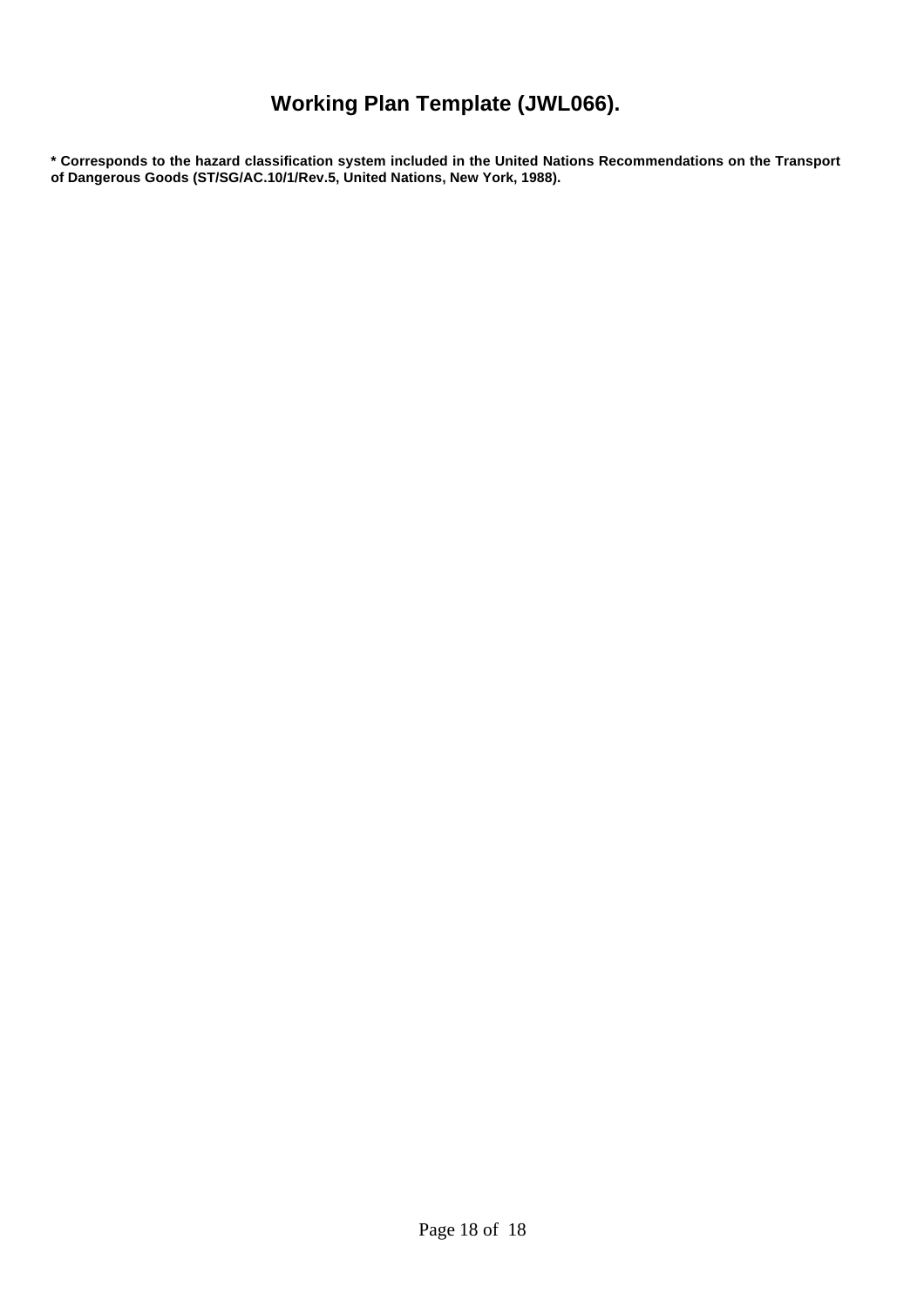# Working Plan Template (JWL066).

**\* Corresponds to the hazard classification system included in the United Nations Recommendations on the Transport of Dangerous Goods (ST/SG/AC.10/1/Rev.5, United Nations, New York, 1988).**